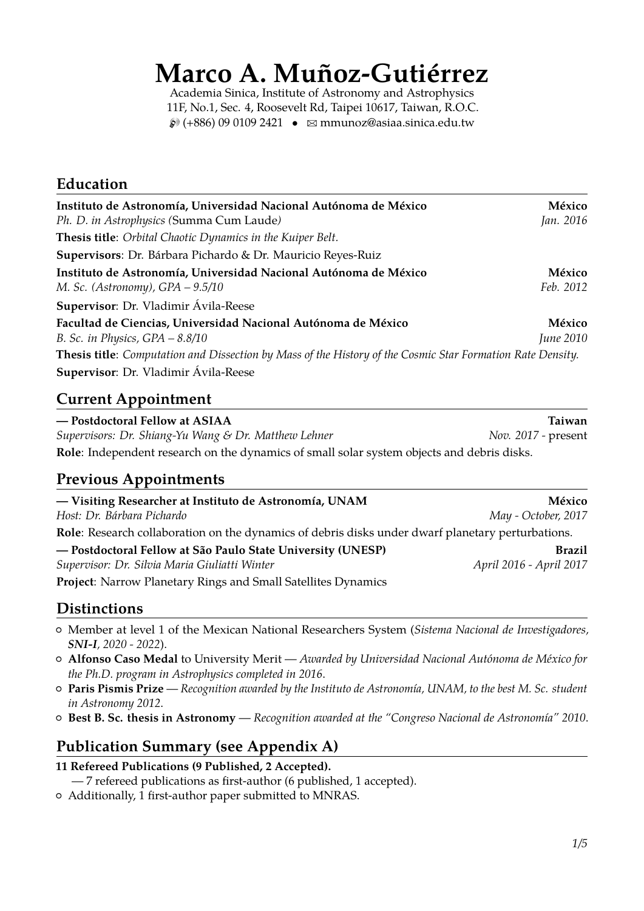# Marco A. Muñoz-Gutiérrez

Academia Sinica, Institute of Astronomy and Astrophysics
11F, No.1, Sec. 4, Roosevelt Rd, Taipei 10617, Taiwan, R.O.C.
(+886) 09 0109 2421 • mmunoz@asiaa.sinica.edu.tw

## Education

**Instituto de Astronomía, Universidad Nacional Autónoma de México** — **México**
*Ph. D. in Astrophysics (*Summa Cum Laude*)* — *Jan. 2016*
**Thesis title**: *Orbital Chaotic Dynamics in the Kuiper Belt.*
**Supervisors**: Dr. Bárbara Pichardo & Dr. Mauricio Reyes-Ruiz

**Instituto de Astronomía, Universidad Nacional Autónoma de México** — **México**
*M. Sc. (Astronomy), GPA – 9.5/10* — *Feb. 2012*
**Supervisor**: Dr. Vladimir Ávila-Reese

**Facultad de Ciencias, Universidad Nacional Autónoma de México** — **México**
*B. Sc. in Physics, GPA – 8.8/10* — *June 2010*
**Thesis title**: *Computation and Dissection by Mass of the History of the Cosmic Star Formation Rate Density.*
**Supervisor**: Dr. Vladimir Ávila-Reese

## Current Appointment

**— Postdoctoral Fellow at ASIAA** — **Taiwan**
*Supervisors: Dr. Shiang-Yu Wang & Dr. Matthew Lehner* — *Nov. 2017* - present
**Role**: Independent research on the dynamics of small solar system objects and debris disks.

## Previous Appointments

**— Visiting Researcher at Instituto de Astronomía, UNAM** — **México**
*Host: Dr. Bárbara Pichardo* — *May - October, 2017*
**Role**: Research collaboration on the dynamics of debris disks under dwarf planetary perturbations.

**— Postdoctoral Fellow at São Paulo State University (UNESP)** — **Brazil**
*Supervisor: Dr. Silvia Maria Giuliatti Winter* — *April 2016 - April 2017*
**Project**: Narrow Planetary Rings and Small Satellites Dynamics

## Distinctions

- Member at level 1 of the Mexican National Researchers System (*Sistema Nacional de Investigadores, **SNI-I**, 2020 - 2022*).
- **Alfonso Caso Medal** to University Merit — *Awarded by Universidad Nacional Autónoma de México for the Ph.D. program in Astrophysics completed in 2016*.
- **Paris Pismis Prize** — *Recognition awarded by the Instituto de Astronomía, UNAM, to the best M. Sc. student in Astronomy 2012*.
- **Best B. Sc. thesis in Astronomy** — *Recognition awarded at the "Congreso Nacional de Astronomía" 2010*.

## Publication Summary (see Appendix A)

**11 Refereed Publications (9 Published, 2 Accepted).**
— 7 refereed publications as first-author (6 published, 1 accepted).

- Additionally, 1 first-author paper submitted to MNRAS.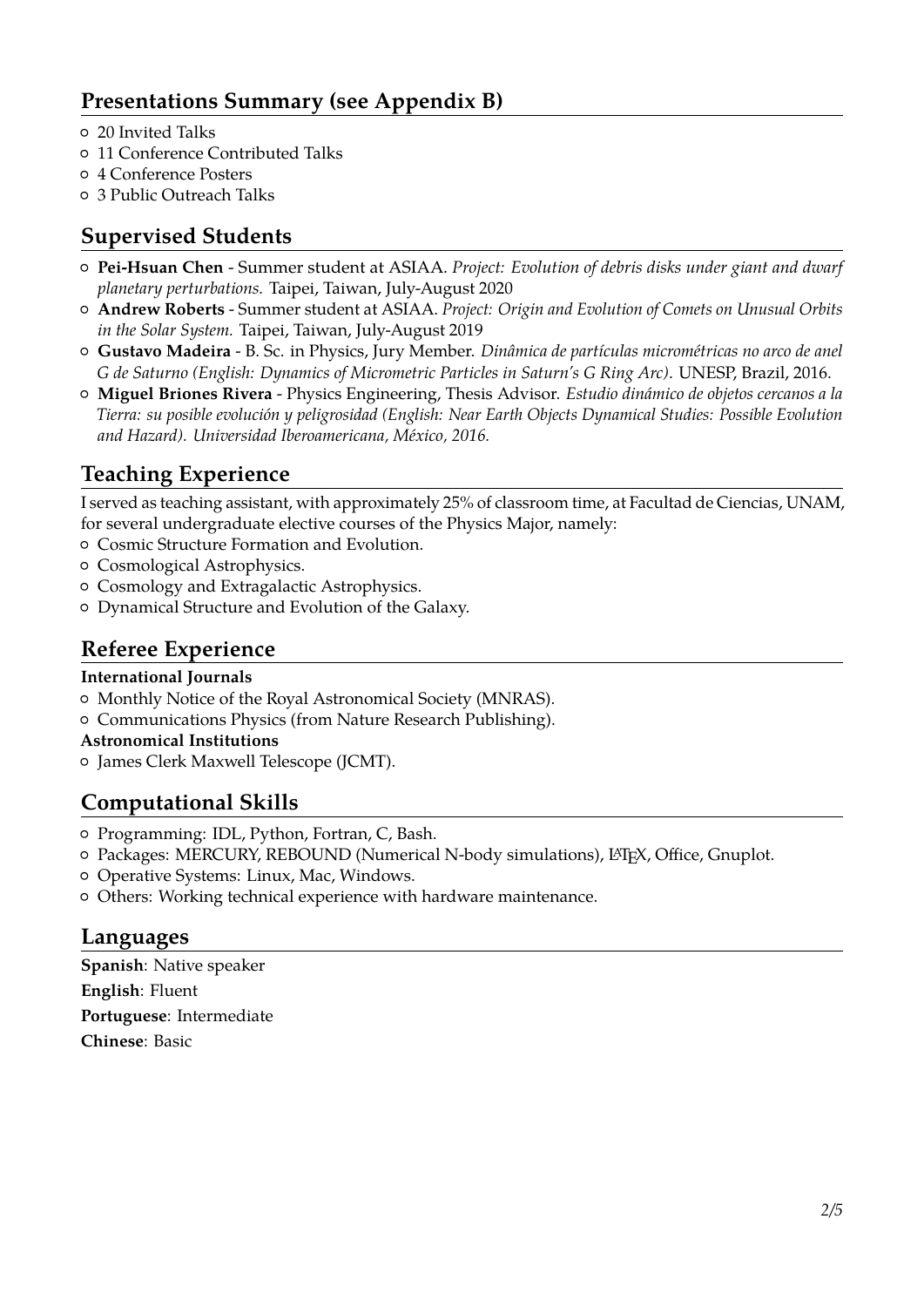## Presentations Summary (see Appendix B)

- 20 Invited Talks
- 11 Conference Contributed Talks
- 4 Conference Posters
- 3 Public Outreach Talks

## Supervised Students

- **Pei-Hsuan Chen** - Summer student at ASIAA. *Project: Evolution of debris disks under giant and dwarf planetary perturbations.* Taipei, Taiwan, July-August 2020
- **Andrew Roberts** - Summer student at ASIAA. *Project: Origin and Evolution of Comets on Unusual Orbits in the Solar System.* Taipei, Taiwan, July-August 2019
- **Gustavo Madeira** - B. Sc. in Physics, Jury Member. *Dinâmica de partículas micrométricas no arco de anel G de Saturno (English: Dynamics of Micrometric Particles in Saturn's G Ring Arc)*. UNESP, Brazil, 2016.
- **Miguel Briones Rivera** - Physics Engineering, Thesis Advisor. *Estudio dinámico de objetos cercanos a la Tierra: su posible evolución y peligrosidad (English: Near Earth Objects Dynamical Studies: Possible Evolution and Hazard). Universidad Iberoamericana, México, 2016.*

## Teaching Experience

I served as teaching assistant, with approximately 25% of classroom time, at Facultad de Ciencias, UNAM, for several undergraduate elective courses of the Physics Major, namely:

- Cosmic Structure Formation and Evolution.
- Cosmological Astrophysics.
- Cosmology and Extragalactic Astrophysics.
- Dynamical Structure and Evolution of the Galaxy.

## Referee Experience

**International Journals**

- Monthly Notice of the Royal Astronomical Society (MNRAS).
- Communications Physics (from Nature Research Publishing).

**Astronomical Institutions**

- James Clerk Maxwell Telescope (JCMT).

## Computational Skills

- Programming: IDL, Python, Fortran, C, Bash.
- Packages: MERCURY, REBOUND (Numerical N-body simulations), LaTeX, Office, Gnuplot.
- Operative Systems: Linux, Mac, Windows.
- Others: Working technical experience with hardware maintenance.

## Languages

**Spanish**: Native speaker

**English**: Fluent

**Portuguese**: Intermediate

**Chinese**: Basic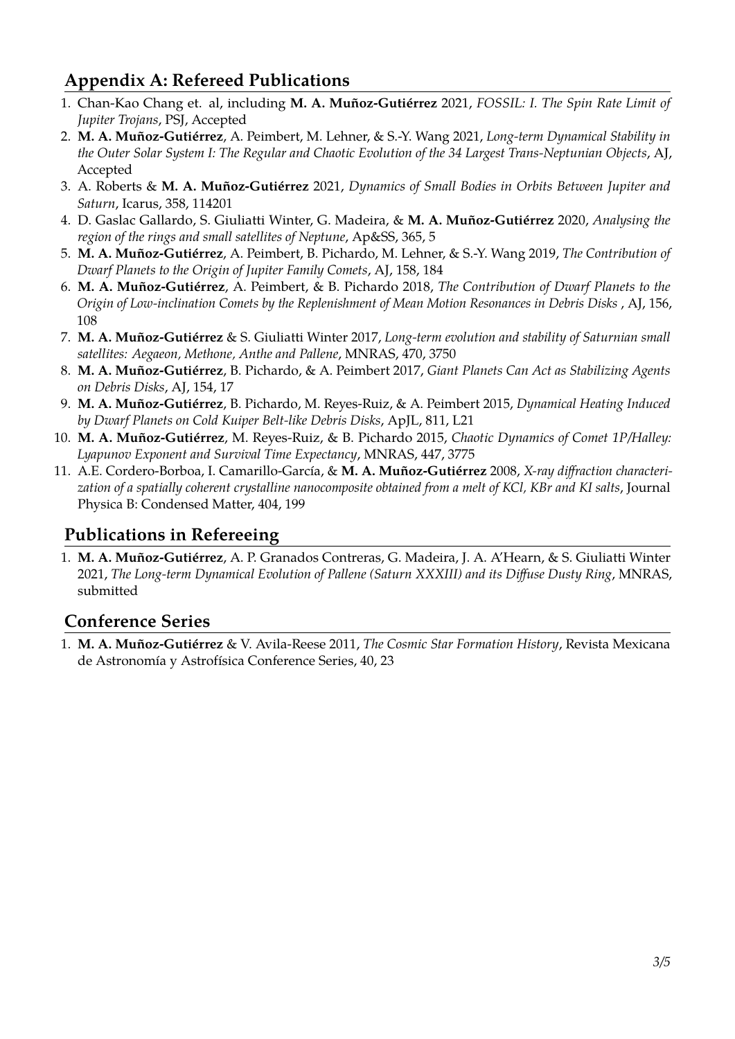## Appendix A: Refereed Publications

1. Chan-Kao Chang et. al, including **M. A. Muñoz-Gutiérrez** 2021, *FOSSIL: I. The Spin Rate Limit of Jupiter Trojans*, PSJ, Accepted
2. **M. A. Muñoz-Gutiérrez**, A. Peimbert, M. Lehner, & S.-Y. Wang 2021, *Long-term Dynamical Stability in the Outer Solar System I: The Regular and Chaotic Evolution of the 34 Largest Trans-Neptunian Objects*, AJ, Accepted
3. A. Roberts & **M. A. Muñoz-Gutiérrez** 2021, *Dynamics of Small Bodies in Orbits Between Jupiter and Saturn*, Icarus, 358, 114201
4. D. Gaslac Gallardo, S. Giuliatti Winter, G. Madeira, & **M. A. Muñoz-Gutiérrez** 2020, *Analysing the region of the rings and small satellites of Neptune*, Ap&SS, 365, 5
5. **M. A. Muñoz-Gutiérrez**, A. Peimbert, B. Pichardo, M. Lehner, & S.-Y. Wang 2019, *The Contribution of Dwarf Planets to the Origin of Jupiter Family Comets*, AJ, 158, 184
6. **M. A. Muñoz-Gutiérrez**, A. Peimbert, & B. Pichardo 2018, *The Contribution of Dwarf Planets to the Origin of Low-inclination Comets by the Replenishment of Mean Motion Resonances in Debris Disks* , AJ, 156, 108
7. **M. A. Muñoz-Gutiérrez** & S. Giuliatti Winter 2017, *Long-term evolution and stability of Saturnian small satellites: Aegaeon, Methone, Anthe and Pallene*, MNRAS, 470, 3750
8. **M. A. Muñoz-Gutiérrez**, B. Pichardo, & A. Peimbert 2017, *Giant Planets Can Act as Stabilizing Agents on Debris Disks*, AJ, 154, 17
9. **M. A. Muñoz-Gutiérrez**, B. Pichardo, M. Reyes-Ruiz, & A. Peimbert 2015, *Dynamical Heating Induced by Dwarf Planets on Cold Kuiper Belt-like Debris Disks*, ApJL, 811, L21
10. **M. A. Muñoz-Gutiérrez**, M. Reyes-Ruiz, & B. Pichardo 2015, *Chaotic Dynamics of Comet 1P/Halley: Lyapunov Exponent and Survival Time Expectancy*, MNRAS, 447, 3775
11. A.E. Cordero-Borboa, I. Camarillo-García, & **M. A. Muñoz-Gutiérrez** 2008, *X-ray diffraction characterization of a spatially coherent crystalline nanocomposite obtained from a melt of KCl, KBr and KI salts*, Journal Physica B: Condensed Matter, 404, 199

## Publications in Refereeing

1. **M. A. Muñoz-Gutiérrez**, A. P. Granados Contreras, G. Madeira, J. A. A'Hearn, & S. Giuliatti Winter 2021, *The Long-term Dynamical Evolution of Pallene (Saturn XXXIII) and its Diffuse Dusty Ring*, MNRAS, submitted

## Conference Series

1. **M. A. Muñoz-Gutiérrez** & V. Avila-Reese 2011, *The Cosmic Star Formation History*, Revista Mexicana de Astronomía y Astrofísica Conference Series, 40, 23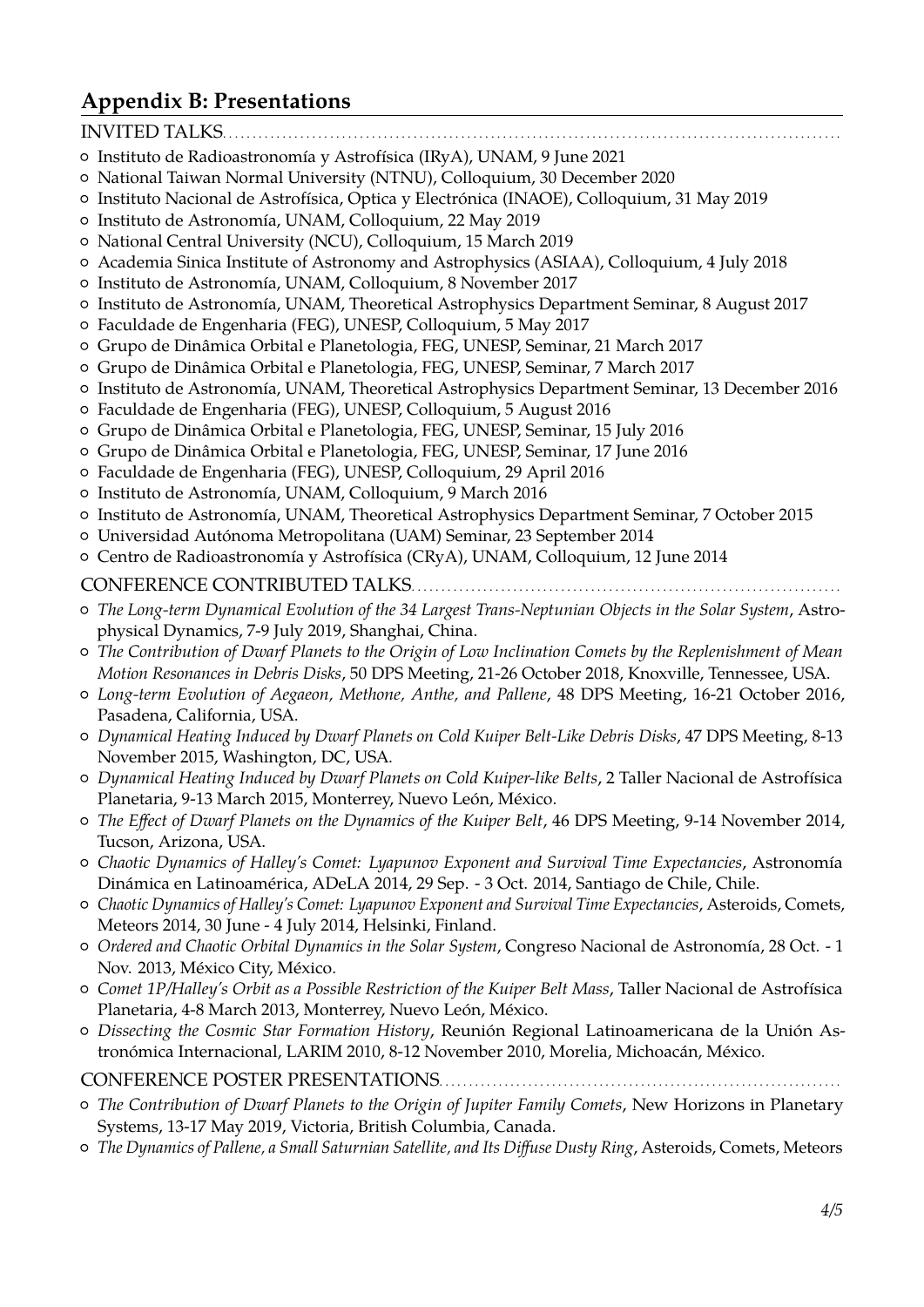## Appendix B: Presentations

INVITED TALKS

- Instituto de Radioastronomía y Astrofísica (IRyA), UNAM, 9 June 2021
- National Taiwan Normal University (NTNU), Colloquium, 30 December 2020
- Instituto Nacional de Astrofísica, Optica y Electrónica (INAOE), Colloquium, 31 May 2019
- Instituto de Astronomía, UNAM, Colloquium, 22 May 2019
- National Central University (NCU), Colloquium, 15 March 2019
- Academia Sinica Institute of Astronomy and Astrophysics (ASIAA), Colloquium, 4 July 2018
- Instituto de Astronomía, UNAM, Colloquium, 8 November 2017
- Instituto de Astronomía, UNAM, Theoretical Astrophysics Department Seminar, 8 August 2017
- Faculdade de Engenharia (FEG), UNESP, Colloquium, 5 May 2017
- Grupo de Dinâmica Orbital e Planetologia, FEG, UNESP, Seminar, 21 March 2017
- Grupo de Dinâmica Orbital e Planetologia, FEG, UNESP, Seminar, 7 March 2017
- Instituto de Astronomía, UNAM, Theoretical Astrophysics Department Seminar, 13 December 2016
- Faculdade de Engenharia (FEG), UNESP, Colloquium, 5 August 2016
- Grupo de Dinâmica Orbital e Planetologia, FEG, UNESP, Seminar, 15 July 2016
- Grupo de Dinâmica Orbital e Planetologia, FEG, UNESP, Seminar, 17 June 2016
- Faculdade de Engenharia (FEG), UNESP, Colloquium, 29 April 2016
- Instituto de Astronomía, UNAM, Colloquium, 9 March 2016
- Instituto de Astronomía, UNAM, Theoretical Astrophysics Department Seminar, 7 October 2015
- Universidad Autónoma Metropolitana (UAM) Seminar, 23 September 2014
- Centro de Radioastronomía y Astrofísica (CRyA), UNAM, Colloquium, 12 June 2014

CONFERENCE CONTRIBUTED TALKS

- *The Long-term Dynamical Evolution of the 34 Largest Trans-Neptunian Objects in the Solar System*, Astrophysical Dynamics, 7-9 July 2019, Shanghai, China.
- *The Contribution of Dwarf Planets to the Origin of Low Inclination Comets by the Replenishment of Mean Motion Resonances in Debris Disks*, 50 DPS Meeting, 21-26 October 2018, Knoxville, Tennessee, USA.
- *Long-term Evolution of Aegaeon, Methone, Anthe, and Pallene*, 48 DPS Meeting, 16-21 October 2016, Pasadena, California, USA.
- *Dynamical Heating Induced by Dwarf Planets on Cold Kuiper Belt-Like Debris Disks*, 47 DPS Meeting, 8-13 November 2015, Washington, DC, USA.
- *Dynamical Heating Induced by Dwarf Planets on Cold Kuiper-like Belts*, 2 Taller Nacional de Astrofísica Planetaria, 9-13 March 2015, Monterrey, Nuevo León, México.
- *The Effect of Dwarf Planets on the Dynamics of the Kuiper Belt*, 46 DPS Meeting, 9-14 November 2014, Tucson, Arizona, USA.
- *Chaotic Dynamics of Halley's Comet: Lyapunov Exponent and Survival Time Expectancies*, Astronomía Dinámica en Latinoamérica, ADeLA 2014, 29 Sep. - 3 Oct. 2014, Santiago de Chile, Chile.
- *Chaotic Dynamics of Halley's Comet: Lyapunov Exponent and Survival Time Expectancies*, Asteroids, Comets, Meteors 2014, 30 June - 4 July 2014, Helsinki, Finland.
- *Ordered and Chaotic Orbital Dynamics in the Solar System*, Congreso Nacional de Astronomía, 28 Oct. - 1 Nov. 2013, México City, México.
- *Comet 1P/Halley's Orbit as a Possible Restriction of the Kuiper Belt Mass*, Taller Nacional de Astrofísica Planetaria, 4-8 March 2013, Monterrey, Nuevo León, México.
- *Dissecting the Cosmic Star Formation History*, Reunión Regional Latinoamericana de la Unión Astronómica Internacional, LARIM 2010, 8-12 November 2010, Morelia, Michoacán, México.

CONFERENCE POSTER PRESENTATIONS

- *The Contribution of Dwarf Planets to the Origin of Jupiter Family Comets*, New Horizons in Planetary Systems, 13-17 May 2019, Victoria, British Columbia, Canada.
- *The Dynamics of Pallene, a Small Saturnian Satellite, and Its Diffuse Dusty Ring*, Asteroids, Comets, Meteors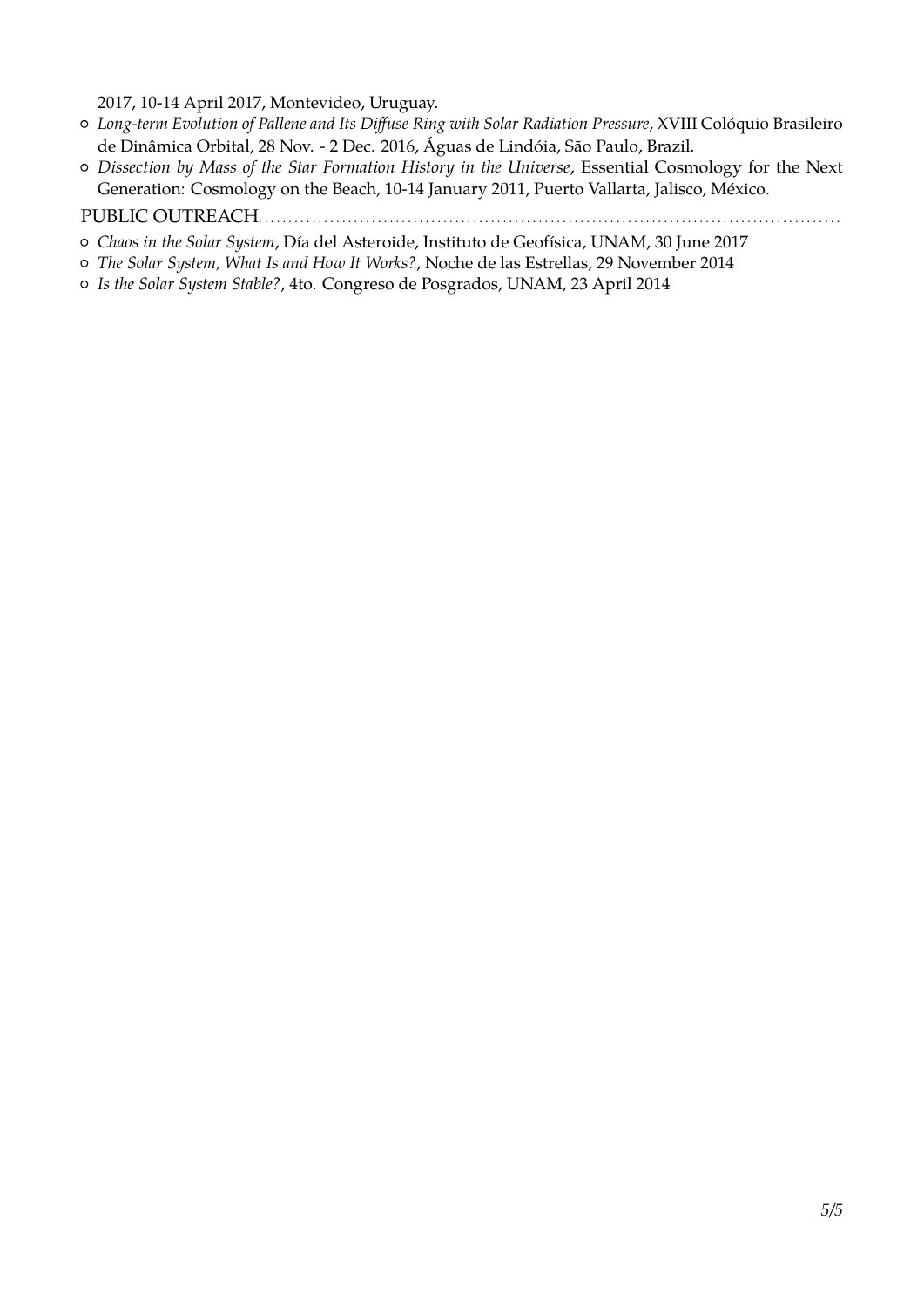2017, 10-14 April 2017, Montevideo, Uruguay.

- *Long-term Evolution of Pallene and Its Diffuse Ring with Solar Radiation Pressure*, XVIII Colóquio Brasileiro de Dinâmica Orbital, 28 Nov. - 2 Dec. 2016, Águas de Lindóia, São Paulo, Brazil.
- *Dissection by Mass of the Star Formation History in the Universe*, Essential Cosmology for the Next Generation: Cosmology on the Beach, 10-14 January 2011, Puerto Vallarta, Jalisco, México.

## PUBLIC OUTREACH

- *Chaos in the Solar System*, Día del Asteroide, Instituto de Geofísica, UNAM, 30 June 2017
- *The Solar System, What Is and How It Works?*, Noche de las Estrellas, 29 November 2014
- *Is the Solar System Stable?*, 4to. Congreso de Posgrados, UNAM, 23 April 2014